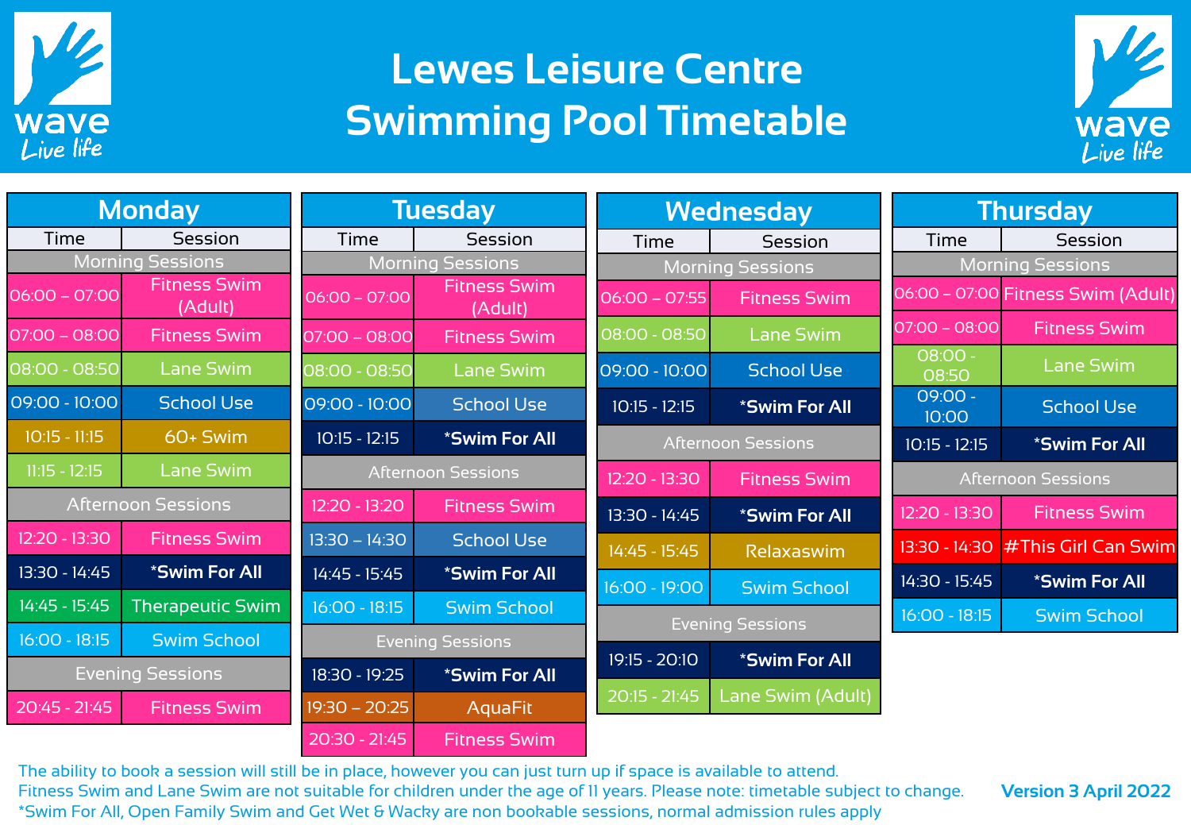# Lewes Leisure Centre
# Swimming Pool Timetable

## Monday

| Time | Session |
|---|---|
| **Morning Sessions** | |
| 06:00 – 07:00 | Fitness Swim (Adult) |
| 07:00 – 08:00 | Fitness Swim |
| 08:00 - 08:50 | Lane Swim |
| 09:00 - 10:00 | School Use |
| 10:15 - 11:15 | 60+ Swim |
| 11:15 - 12:15 | Lane Swim |
| **Afternoon Sessions** | |
| 12:20 - 13:30 | Fitness Swim |
| 13:30 - 14:45 | *Swim For All |
| 14:45 - 15:45 | Therapeutic Swim |
| 16:00 - 18:15 | Swim School |
| **Evening Sessions** | |
| 20:45 - 21:45 | Fitness Swim |

## Tuesday

| Time | Session |
|---|---|
| **Morning Sessions** | |
| 06:00 – 07:00 | Fitness Swim (Adult) |
| 07:00 – 08:00 | Fitness Swim |
| 08:00 - 08:50 | Lane Swim |
| 09:00 - 10:00 | School Use |
| 10:15 - 12:15 | *Swim For All |
| **Afternoon Sessions** | |
| 12:20 - 13:20 | Fitness Swim |
| 13:30 – 14:30 | School Use |
| 14:45 - 15:45 | *Swim For All |
| 16:00 - 18:15 | Swim School |
| **Evening Sessions** | |
| 18:30 - 19:25 | *Swim For All |
| 19:30 – 20:25 | AquaFit |
| 20:30 - 21:45 | Fitness Swim |

## Wednesday

| Time | Session |
|---|---|
| **Morning Sessions** | |
| 06:00 – 07:55 | Fitness Swim |
| 08:00 - 08:50 | Lane Swim |
| 09:00 - 10:00 | School Use |
| 10:15 - 12:15 | *Swim For All |
| **Afternoon Sessions** | |
| 12:20 - 13:30 | Fitness Swim |
| 13:30 - 14:45 | *Swim For All |
| 14:45 - 15:45 | Relaxaswim |
| 16:00 - 19:00 | Swim School |
| **Evening Sessions** | |
| 19:15 - 20:10 | *Swim For All |
| 20:15 - 21:45 | Lane Swim (Adult) |

## Thursday

| Time | Session |
|---|---|
| **Morning Sessions** | |
| 06:00 – 07:00 | Fitness Swim (Adult) |
| 07:00 – 08:00 | Fitness Swim |
| 08:00 - 08:50 | Lane Swim |
| 09:00 - 10:00 | School Use |
| 10:15 - 12:15 | *Swim For All |
| **Afternoon Sessions** | |
| 12:20 - 13:30 | Fitness Swim |
| 13:30 - 14:30 | #This Girl Can Swim |
| 14:30 - 15:45 | *Swim For All |
| 16:00 - 18:15 | Swim School |

The ability to book a session will still be in place, however you can just turn up if space is available to attend.
Fitness Swim and Lane Swim are not suitable for children under the age of 11 years. Please note: timetable subject to change.
*Swim For All, Open Family Swim and Get Wet & Wacky are non bookable sessions, normal admission rules apply

**Version 3 April 2022**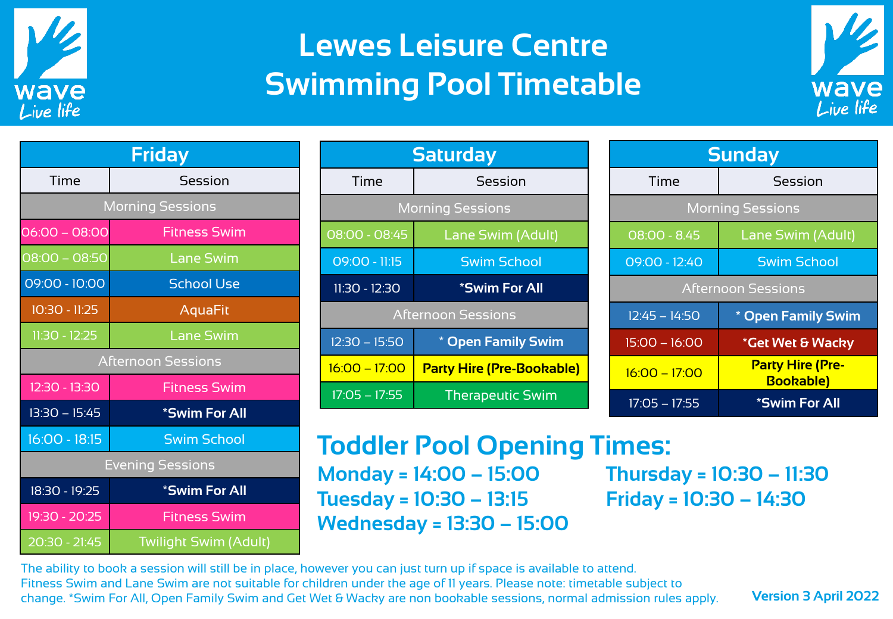# Lewes Leisure Centre Swimming Pool Timetable

## Friday

| Time | Session |
|---|---|
| **Morning Sessions** | |
| 06:00 – 08:00 | Fitness Swim |
| 08:00 – 08:50 | Lane Swim |
| 09:00 - 10:00 | School Use |
| 10:30 - 11:25 | AquaFit |
| 11:30 - 12:25 | Lane Swim |
| **Afternoon Sessions** | |
| 12:30 - 13:30 | Fitness Swim |
| 13:30 – 15:45 | ***Swim For All** |
| 16:00 - 18:15 | Swim School |
| **Evening Sessions** | |
| 18:30 - 19:25 | ***Swim For All** |
| 19:30 - 20:25 | Fitness Swim |
| 20:30 - 21:45 | Twilight Swim (Adult) |

## Saturday

| Time | Session |
|---|---|
| **Morning Sessions** | |
| 08:00 - 08:45 | Lane Swim (Adult) |
| 09:00 - 11:15 | Swim School |
| 11:30 - 12:30 | ***Swim For All** |
| **Afternoon Sessions** | |
| 12:30 – 15:50 | *** Open Family Swim** |
| 16:00 – 17:00 | **Party Hire (Pre-Bookable)** |
| 17:05 – 17:55 | Therapeutic Swim |

## Sunday

| Time | Session |
|---|---|
| **Morning Sessions** | |
| 08:00 - 8.45 | Lane Swim (Adult) |
| 09:00 - 12:40 | Swim School |
| **Afternoon Sessions** | |
| 12:45 – 14:50 | *** Open Family Swim** |
| 15:00 – 16:00 | ***Get Wet & Wacky** |
| 16:00 – 17:00 | **Party Hire (Pre-Bookable)** |
| 17:05 – 17:55 | ***Swim For All** |

## Toddler Pool Opening Times:

**Monday = 14:00 – 15:00**
**Tuesday = 10:30 – 13:15**
**Wednesday = 13:30 – 15:00**
**Thursday = 10:30 – 11:30**
**Friday = 10:30 – 14:30**

The ability to book a session will still be in place, however you can just turn up if space is available to attend.
Fitness Swim and Lane Swim are not suitable for children under the age of 11 years. Please note: timetable subject to change. *Swim For All, Open Family Swim and Get Wet & Wacky are non bookable sessions, normal admission rules apply.

**Version 3 April 2022**